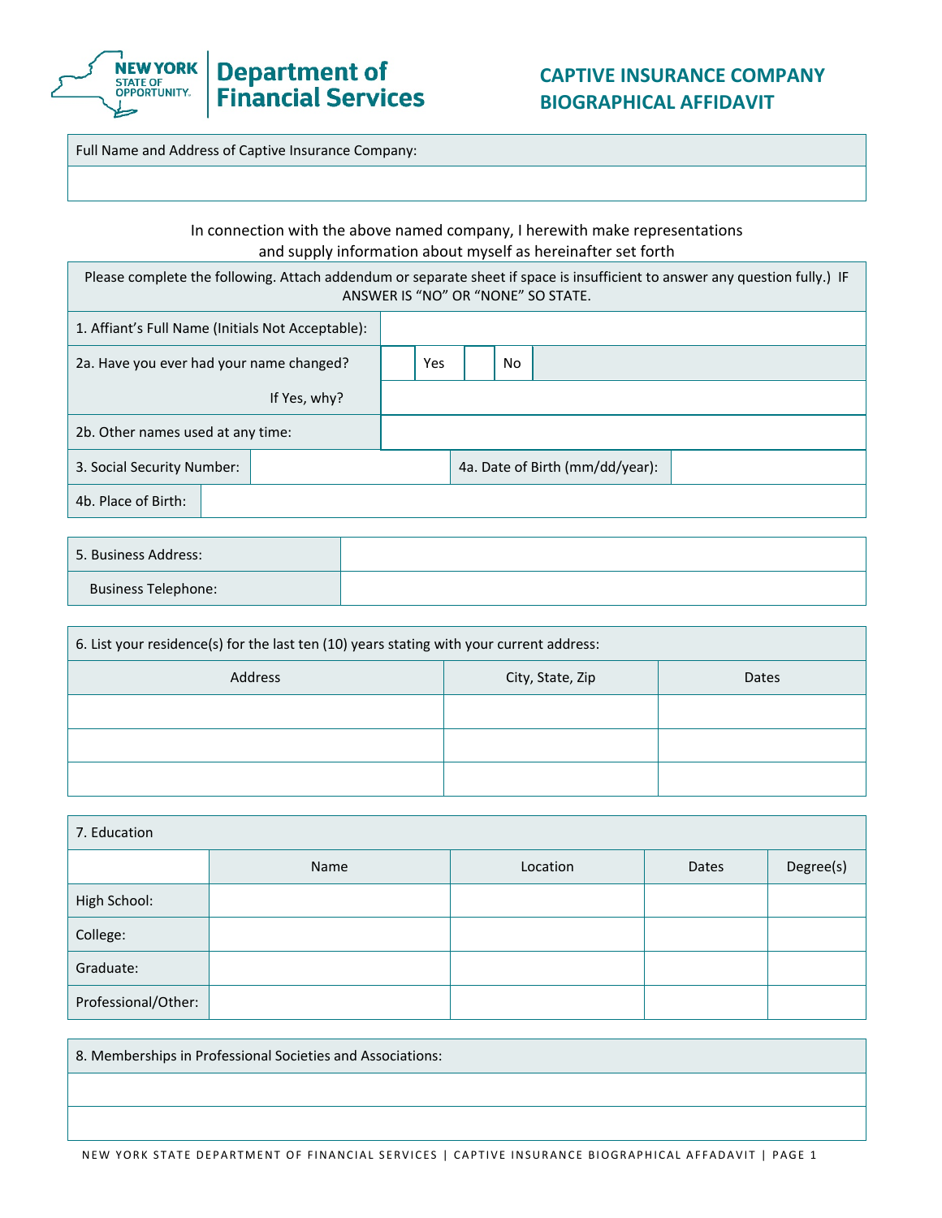# CAPTIVE INSURANCE COMPANY BIOGRAPHICAL AFFIDAVIT

New York State of Opportunity — Department of Financial Services

| Full Name and Address of Captive Insurance Company: |
|---|
| |

In connection with the above named company, I herewith make representations and supply information about myself as hereinafter set forth

Please complete the following. Attach addendum or separate sheet if space is insufficient to answer any question fully.) IF ANSWER IS "NO" OR "NONE" SO STATE.

| | | | | |
|---|---|---|---|---|
| 1. Affiant's Full Name (Initials Not Acceptable): | | | | |
| 2a. Have you ever had your name changed? | ☐ Yes | ☐ No | | |
| If Yes, why? | | | | |
| 2b. Other names used at any time: | | | | |
| 3. Social Security Number: | | 4a. Date of Birth (mm/dd/year): | | |
| 4b. Place of Birth: | | | | |

| | |
|---|---|
| 5. Business Address: | |
| Business Telephone: | |

6. List your residence(s) for the last ten (10) years stating with your current address:

| Address | City, State, Zip | Dates |
|---|---|---|
| | | |
| | | |
| | | |

7. Education

| | Name | Location | Dates | Degree(s) |
|---|---|---|---|---|
| High School: | | | | |
| College: | | | | |
| Graduate: | | | | |
| Professional/Other: | | | | |

| 8. Memberships in Professional Societies and Associations: |
|---|
| |
| |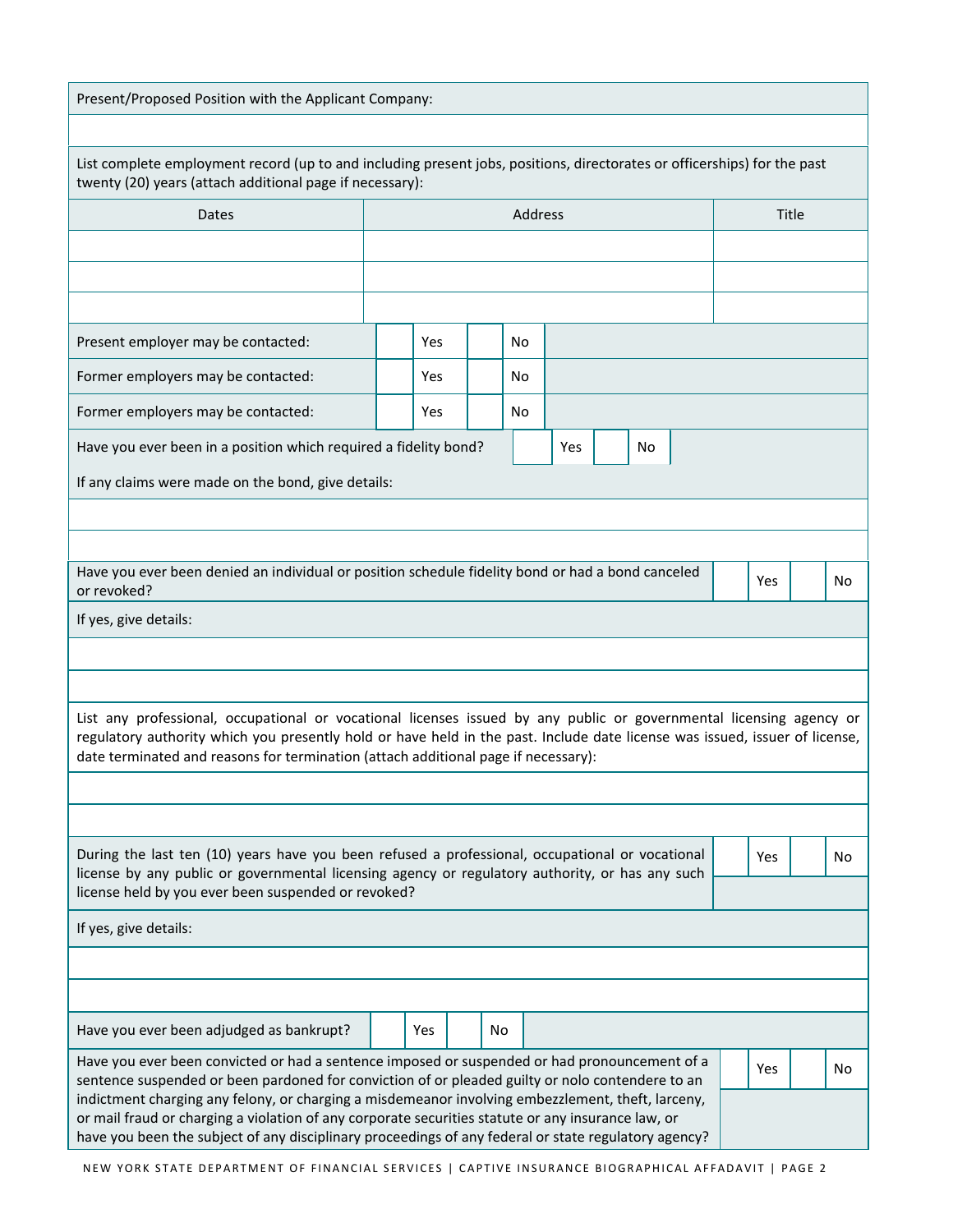Present/Proposed Position with the Applicant Company:

&nbsp;

List complete employment record (up to and including present jobs, positions, directorates or officerships) for the past twenty (20) years (attach additional page if necessary):

| Dates | Address | Title |
|---|---|---|
| | | |
| | | |
| | | |

| | | | | |
|---|---|---|---|---|
| Present employer may be contacted: | ☐ | Yes | ☐ | No |
| Former employers may be contacted: | ☐ | Yes | ☐ | No |
| Former employers may be contacted: | ☐ | Yes | ☐ | No |

Have you ever been in a position which required a fidelity bond? ☐ Yes ☐ No

If any claims were made on the bond, give details:

&nbsp;

Have you ever been denied an individual or position schedule fidelity bond or had a bond canceled or revoked? ☐ Yes ☐ No

If yes, give details:

&nbsp;

List any professional, occupational or vocational licenses issued by any public or governmental licensing agency or regulatory authority which you presently hold or have held in the past. Include date license was issued, issuer of license, date terminated and reasons for termination (attach additional page if necessary):

&nbsp;

During the last ten (10) years have you been refused a professional, occupational or vocational license by any public or governmental licensing agency or regulatory authority, or has any such license held by you ever been suspended or revoked? ☐ Yes ☐ No

If yes, give details:

&nbsp;

Have you ever been adjudged as bankrupt? ☐ Yes ☐ No

Have you ever been convicted or had a sentence imposed or suspended or had pronouncement of a sentence suspended or been pardoned for conviction of or pleaded guilty or nolo contendere to an indictment charging any felony, or charging a misdemeanor involving embezzlement, theft, larceny, or mail fraud or charging a violation of any corporate securities statute or any insurance law, or have you been the subject of any disciplinary proceedings of any federal or state regulatory agency? ☐ Yes ☐ No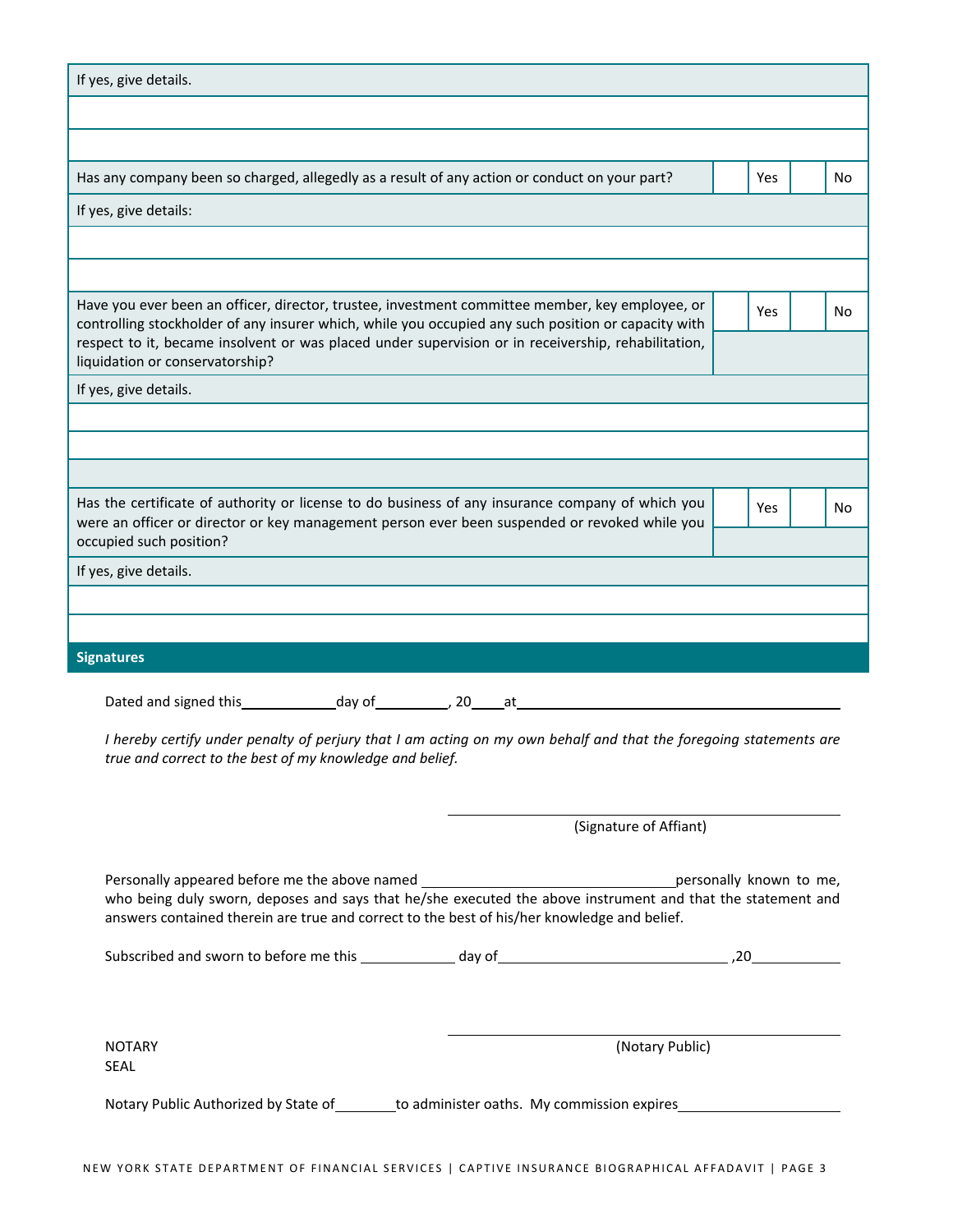| | | | | |
|---|---|---|---|---|
| If yes, give details. | | | | |
| | | | | |
| | | | | |
| Has any company been so charged, allegedly as a result of any action or conduct on your part? | | Yes | | No |
| If yes, give details: | | | | |
| | | | | |
| | | | | |
| Have you ever been an officer, director, trustee, investment committee member, key employee, or controlling stockholder of any insurer which, while you occupied any such position or capacity with respect to it, became insolvent or was placed under supervision or in receivership, rehabilitation, liquidation or conservatorship? | | Yes | | No |
| If yes, give details. | | | | |
| | | | | |
| | | | | |
| | | | | |
| Has the certificate of authority or license to do business of any insurance company of which you were an officer or director or key management person ever been suspended or revoked while you occupied such position? | | Yes | | No |
| If yes, give details. | | | | |
| | | | | |
| | | | | |

## Signatures

Dated and signed this\_\_\_\_\_\_\_\_\_\_\_\_day of\_\_\_\_\_\_\_\_\_\_, 20\_\_\_\_at\_\_\_\_\_\_\_\_\_\_\_\_\_\_\_\_\_\_\_\_\_\_\_\_\_\_\_\_\_\_\_\_\_\_\_\_\_\_\_\_\_\_

*I hereby certify under penalty of perjury that I am acting on my own behalf and that the foregoing statements are true and correct to the best of my knowledge and belief.*

\_\_\_\_\_\_\_\_\_\_\_\_\_\_\_\_\_\_\_\_\_\_\_\_\_\_\_\_\_\_\_\_\_\_\_\_\_\_\_\_\_\_
(Signature of Affiant)

Personally appeared before me the above named \_\_\_\_\_\_\_\_\_\_\_\_\_\_\_\_\_\_\_\_\_\_\_\_\_\_\_\_\_\_\_\_\_personally known to me, who being duly sworn, deposes and says that he/she executed the above instrument and that the statement and answers contained therein are true and correct to the best of his/her knowledge and belief.

Subscribed and sworn to before me this \_\_\_\_\_\_\_\_\_\_\_\_ day of\_\_\_\_\_\_\_\_\_\_\_\_\_\_\_\_\_\_\_\_\_\_\_\_\_\_\_\_\_\_ ,20\_\_\_\_\_\_\_\_\_\_\_\_

\_\_\_\_\_\_\_\_\_\_\_\_\_\_\_\_\_\_\_\_\_\_\_\_\_\_\_\_\_\_\_\_\_\_\_\_\_\_\_\_\_\_
(Notary Public)

NOTARY
SEAL

Notary Public Authorized by State of\_\_\_\_\_\_\_\_to administer oaths. My commission expires\_\_\_\_\_\_\_\_\_\_\_\_\_\_\_\_\_\_\_\_\_\_